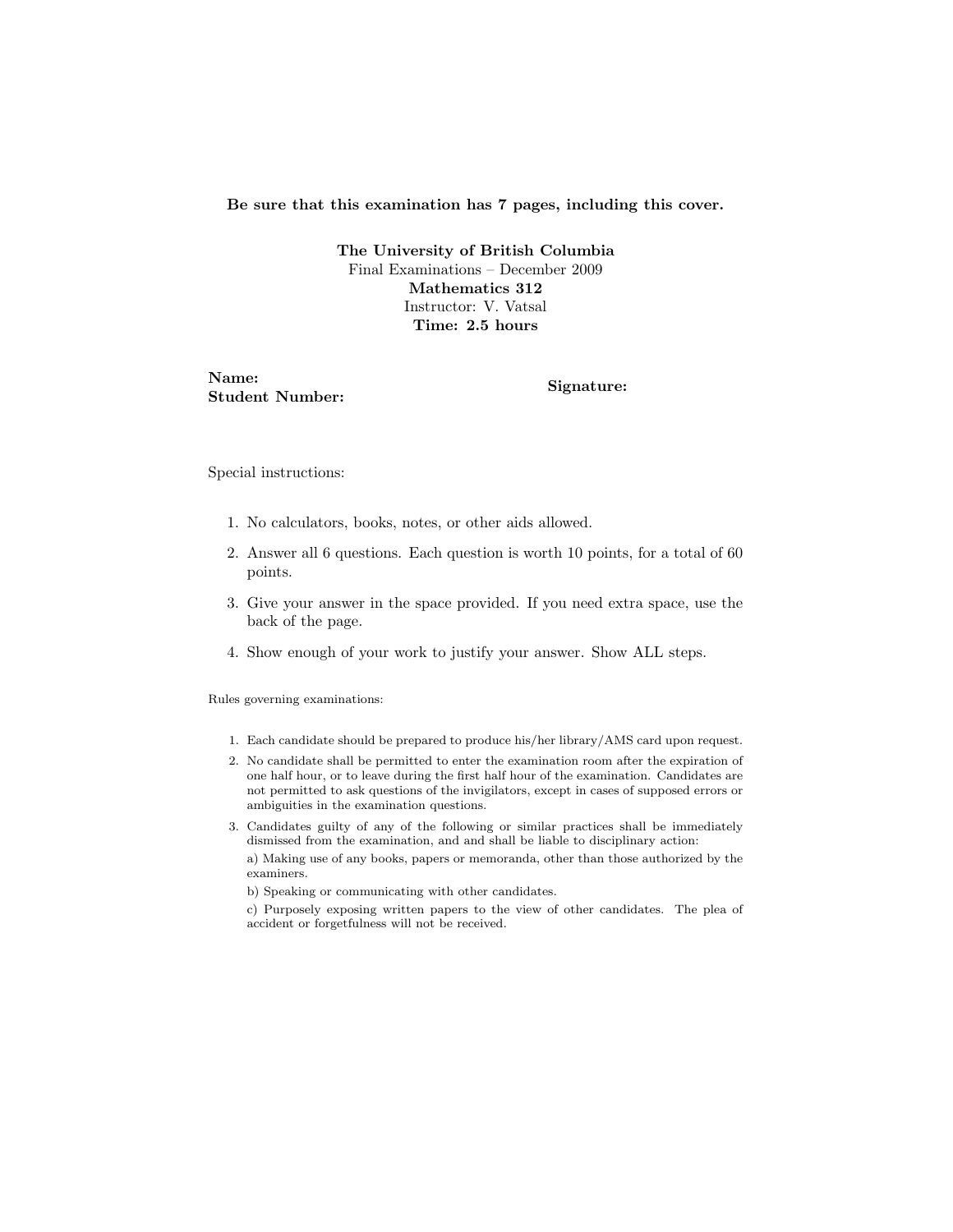**Be sure that this examination has 7 pages, including this cover.**

**The University of British Columbia**
Final Examinations – December 2009
**Mathematics 312**
Instructor: V. Vatsal
**Time: 2.5 hours**

**Name:**
**Student Number:**

**Signature:**

Special instructions:

1. No calculators, books, notes, or other aids allowed.
2. Answer all 6 questions. Each question is worth 10 points, for a total of 60 points.
3. Give your answer in the space provided. If you need extra space, use the back of the page.
4. Show enough of your work to justify your answer. Show ALL steps.

Rules governing examinations:

1. Each candidate should be prepared to produce his/her library/AMS card upon request.
2. No candidate shall be permitted to enter the examination room after the expiration of one half hour, or to leave during the first half hour of the examination. Candidates are not permitted to ask questions of the invigilators, except in cases of supposed errors or ambiguities in the examination questions.
3. Candidates guilty of any of the following or similar practices shall be immediately dismissed from the examination, and and shall be liable to disciplinary action:

   a) Making use of any books, papers or memoranda, other than those authorized by the examiners.

   b) Speaking or communicating with other candidates.

   c) Purposely exposing written papers to the view of other candidates. The plea of accident or forgetfulness will not be received.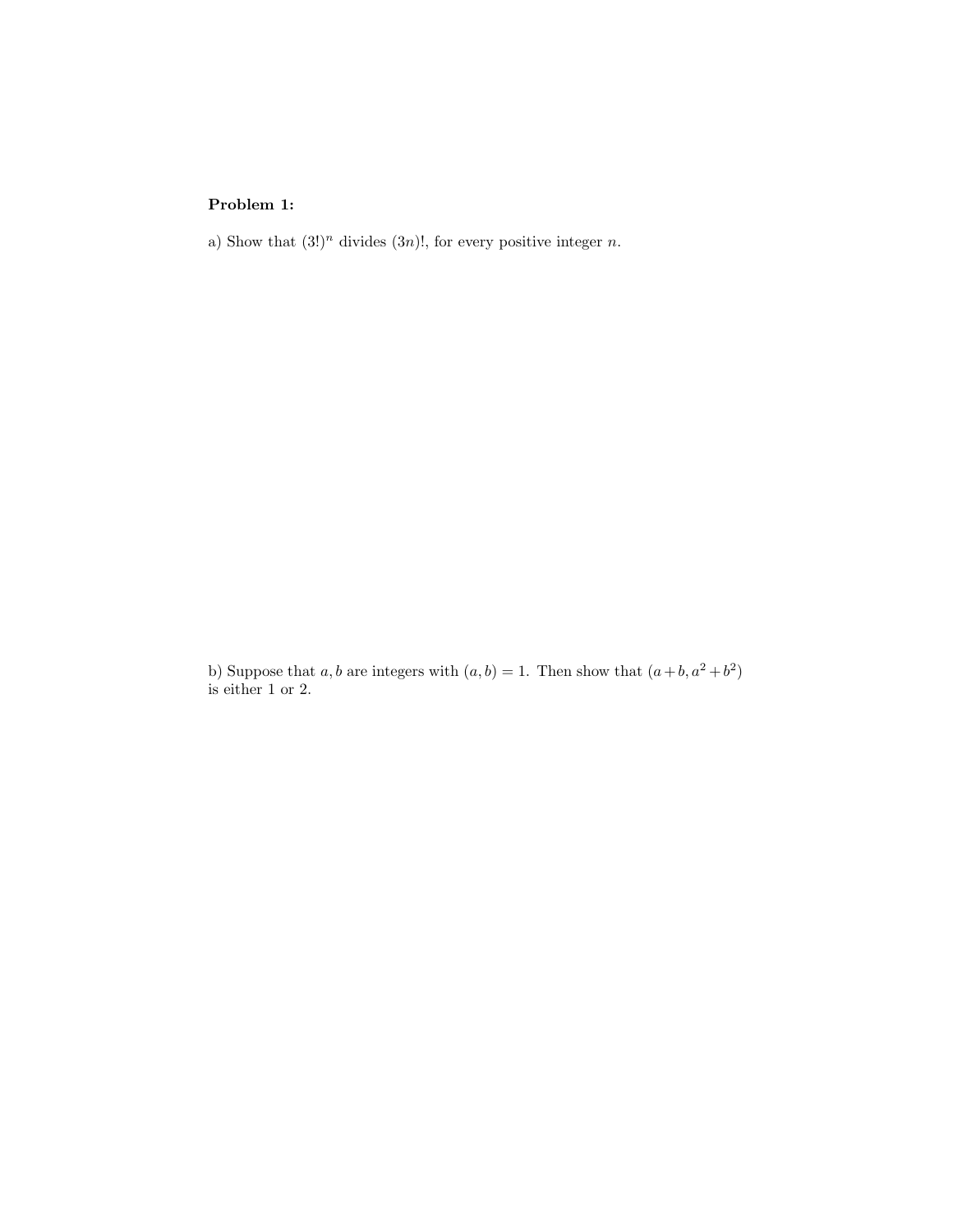**Problem 1:**

a) Show that $(3!)^n$ divides $(3n)!$, for every positive integer $n$.

b) Suppose that $a, b$ are integers with $(a, b) = 1$. Then show that $(a+b, a^2+b^2)$ is either 1 or 2.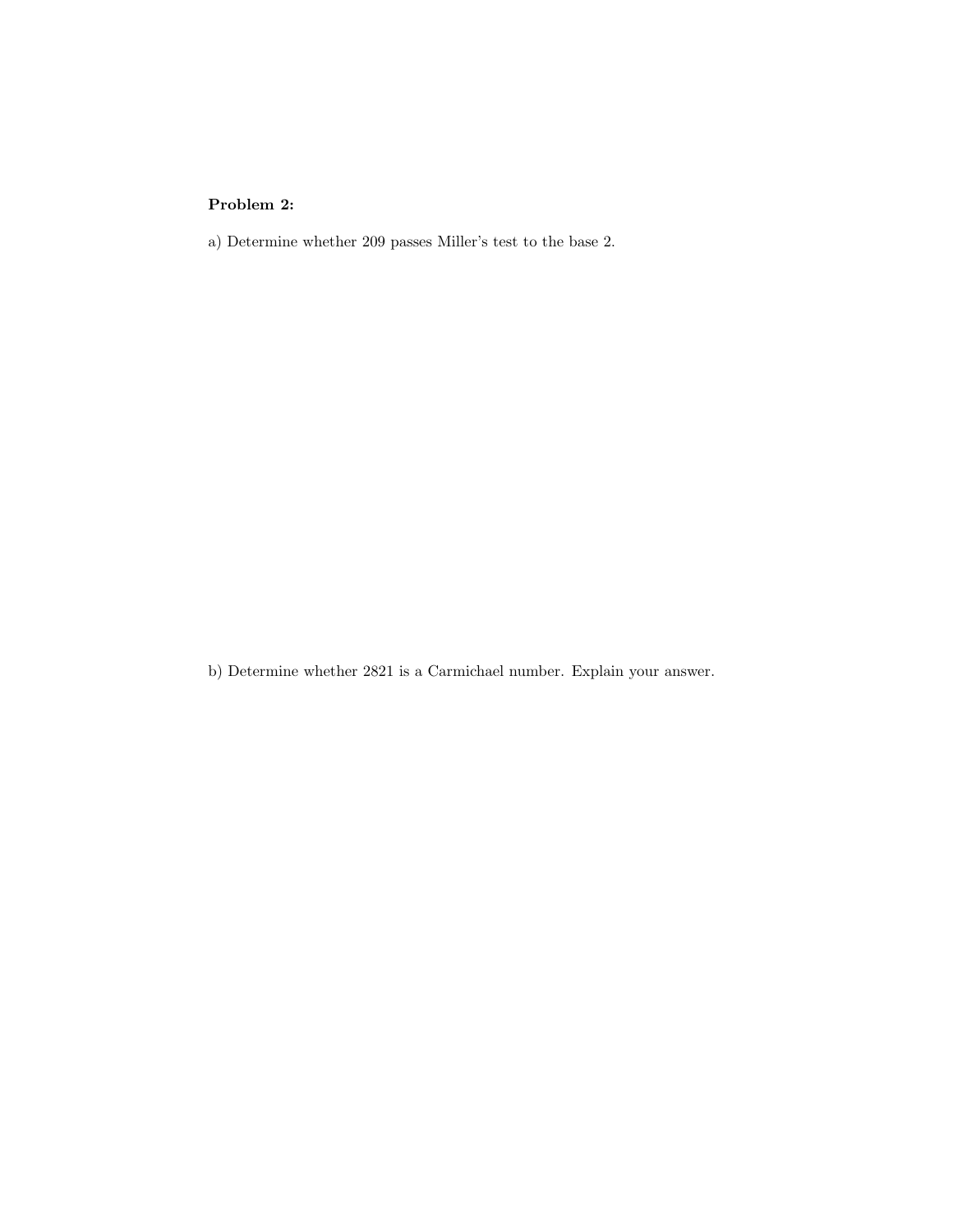**Problem 2:**

a) Determine whether 209 passes Miller's test to the base 2.

b) Determine whether 2821 is a Carmichael number. Explain your answer.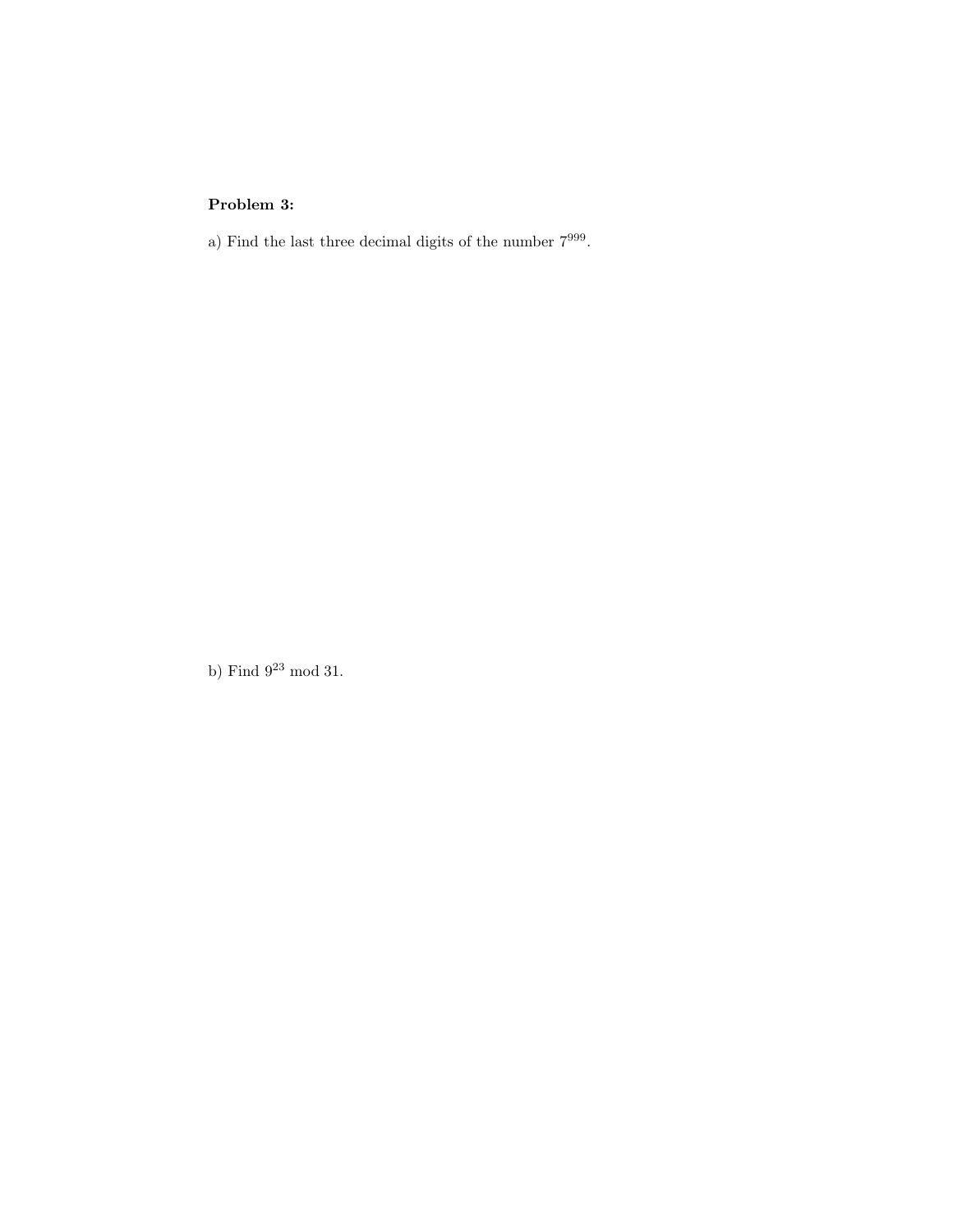**Problem 3:**

a) Find the last three decimal digits of the number $7^{999}$.

b) Find $9^{23} \bmod 31$.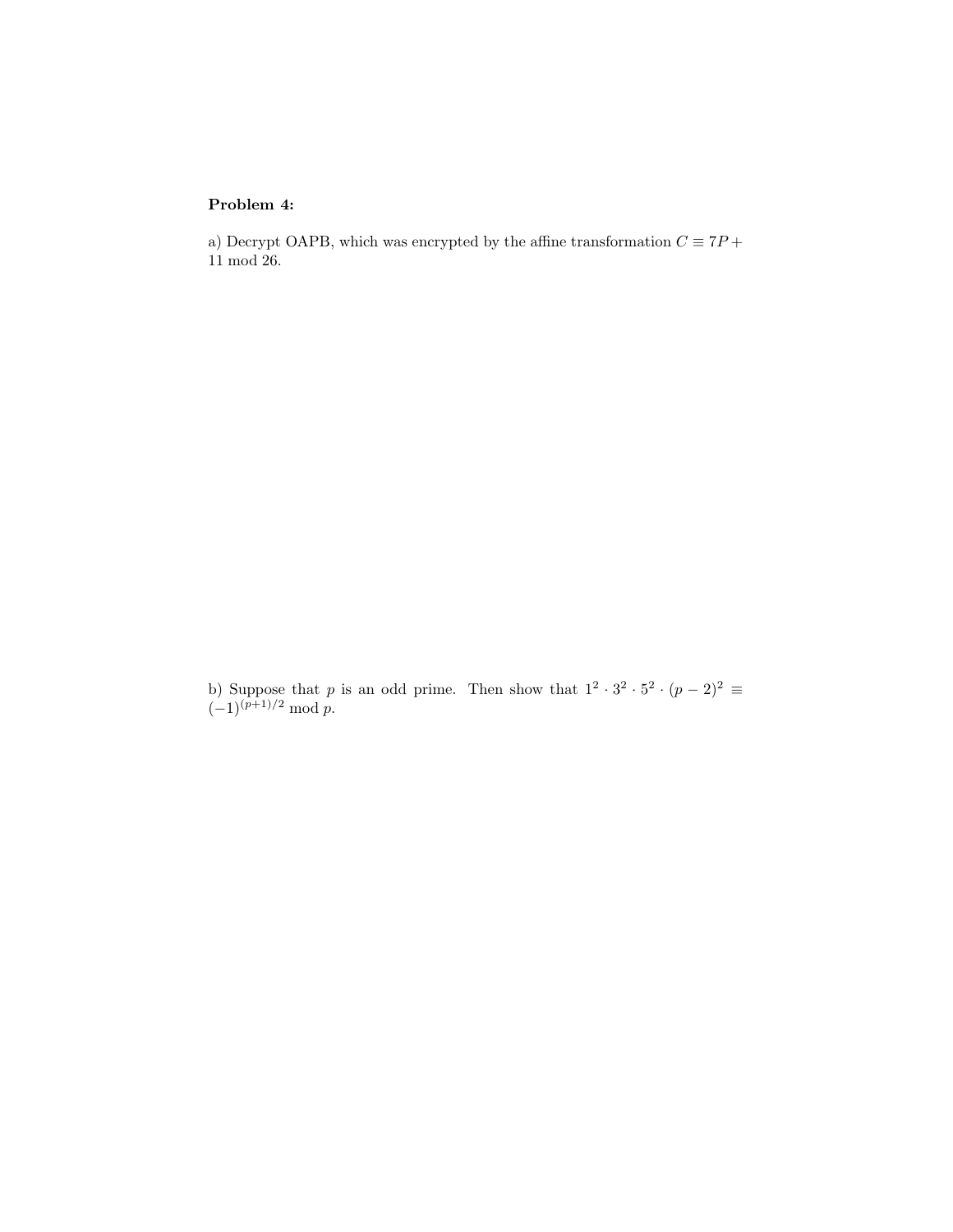**Problem 4:**

a) Decrypt OAPB, which was encrypted by the affine transformation $C \equiv 7P + 11 \bmod 26$.

b) Suppose that $p$ is an odd prime. Then show that $1^2 \cdot 3^2 \cdot 5^2 \cdot (p-2)^2 \equiv (-1)^{(p+1)/2} \bmod p$.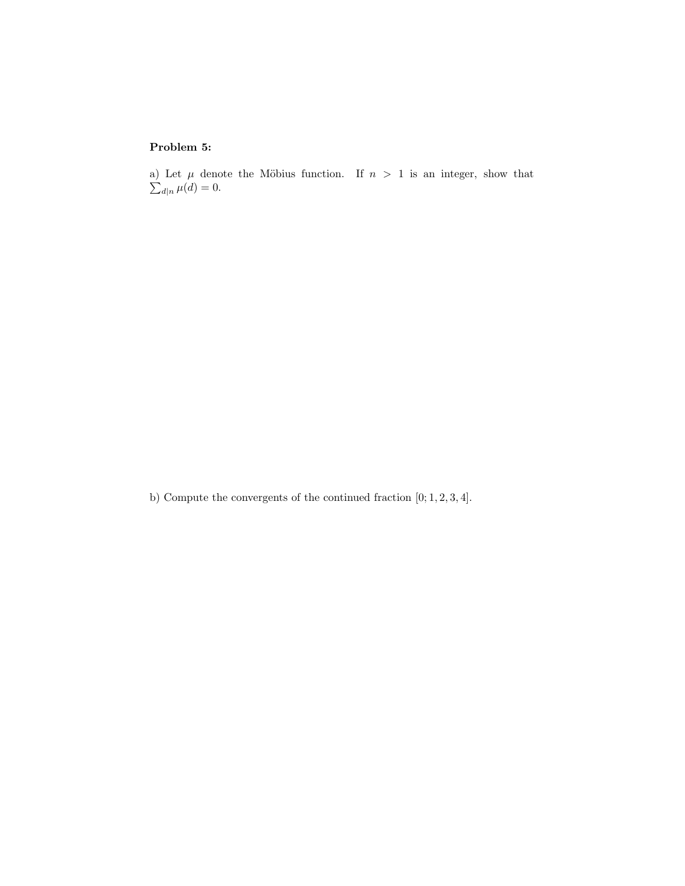**Problem 5:**

a) Let $\mu$ denote the Möbius function. If $n > 1$ is an integer, show that $\sum_{d|n} \mu(d) = 0$.

b) Compute the convergents of the continued fraction $[0; 1, 2, 3, 4]$.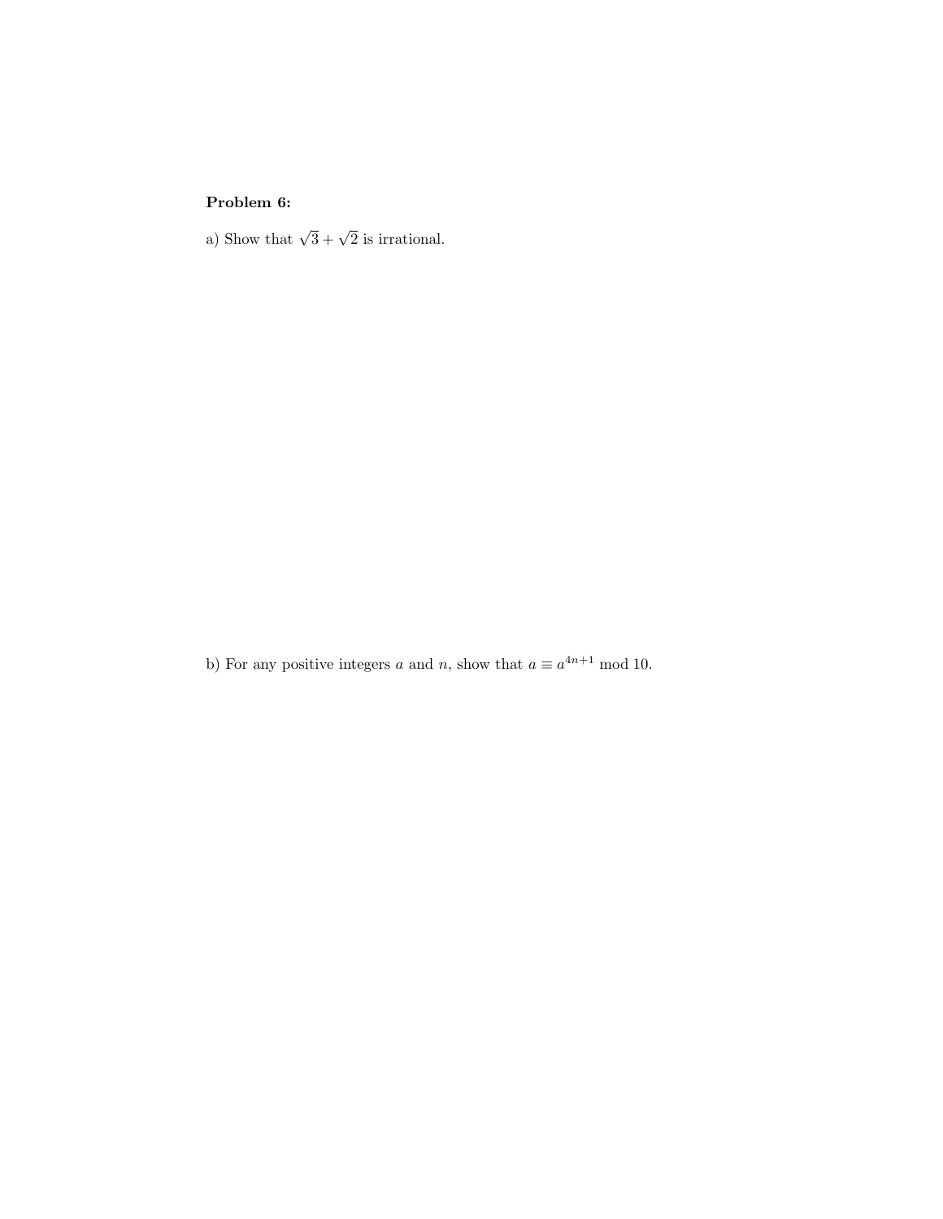**Problem 6:**

a) Show that $\sqrt{3} + \sqrt{2}$ is irrational.

b) For any positive integers $a$ and $n$, show that $a \equiv a^{4n+1} \bmod 10$.